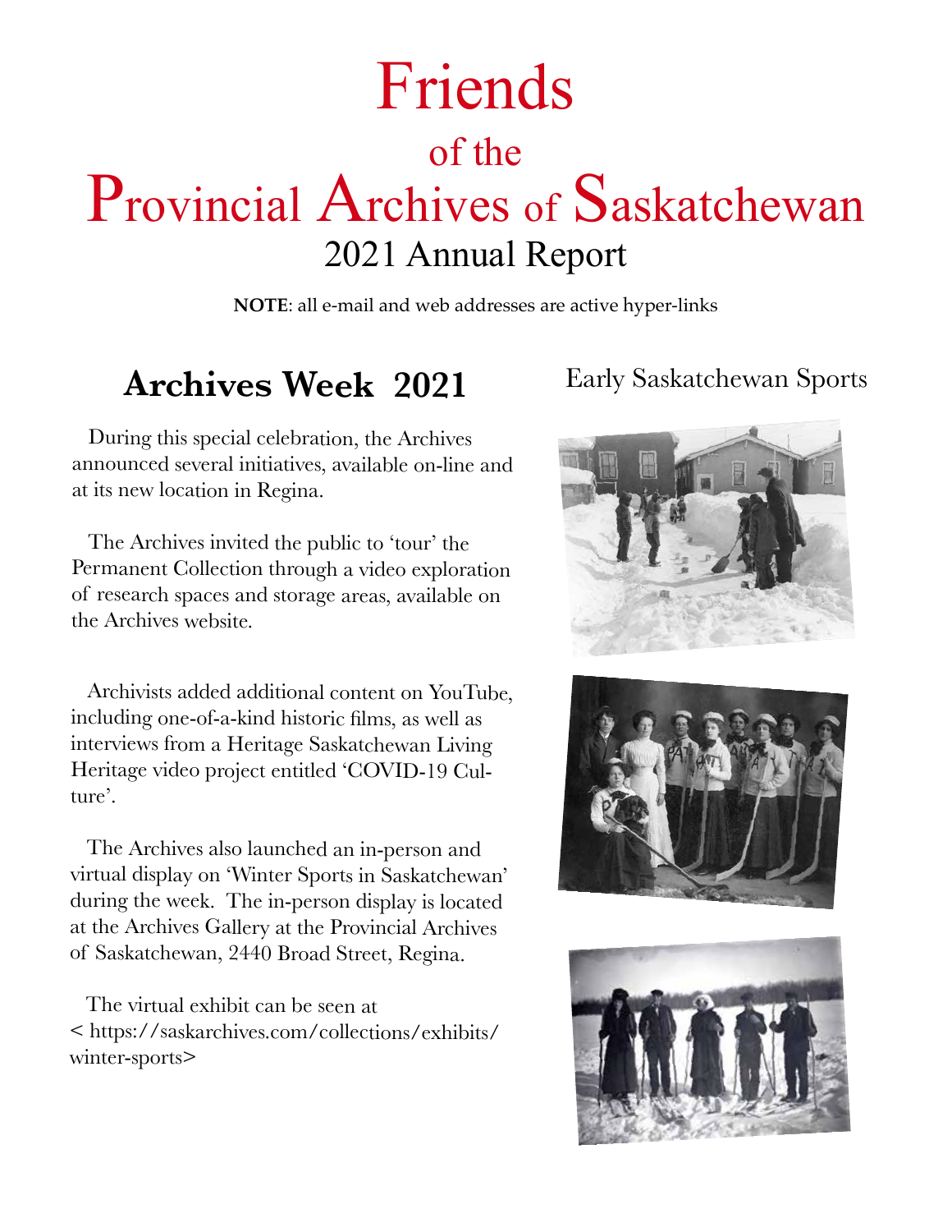# Friends

## of the

# Provincial Archives of Saskatchewan

## 2021 Annual Report

**NOTE**: all e-mail and web addresses are active hyper-links

## Archives Week 2021

During this special celebration, the Archives announced several initiatives, available on-line and at its new location in Regina.

The Archives invited the public to 'tour' the Permanent Collection through a video exploration of research spaces and storage areas, available on the Archives website.

Archivists added additional content on YouTube, including one-of-a-kind historic films, as well as interviews from a Heritage Saskatchewan Living Heritage video project entitled 'COVID-19 Culture'.

The Archives also launched an in-person and virtual display on 'Winter Sports in Saskatchewan' during the week. The in-person display is located at the Archives Gallery at the Provincial Archives of Saskatchewan, 2440 Broad Street, Regina.

The virtual exhibit can be seen at < https://saskarchives.com/collections/exhibits/winter-sports>

Early Saskatchewan Sports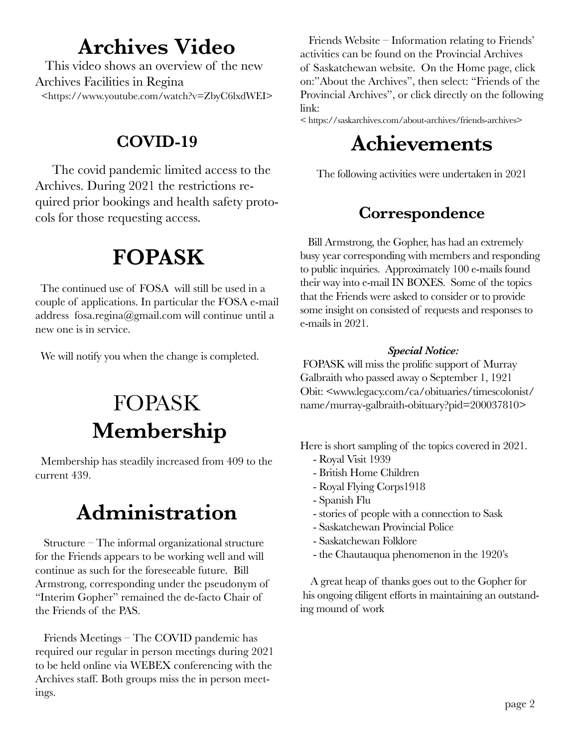# Archives Video

This video shows an overview of the new Archives Facilities in Regina
<https://www.youtube.com/watch?v=ZbyC6lxdWEI>

## COVID-19

The covid pandemic limited access to the Archives. During 2021 the restrictions required prior bookings and health safety protocols for those requesting access.

# FOPASK

The continued use of FOSA will still be used in a couple of applications. In particular the FOSA e-mail address fosa.regina@gmail.com will continue until a new one is in service.

We will notify you when the change is completed.

# FOPASK **Membership**

Membership has steadily increased from 409 to the current 439.

# Administration

Structure – The informal organizational structure for the Friends appears to be working well and will continue as such for the foreseeable future. Bill Armstrong, corresponding under the pseudonym of "Interim Gopher" remained the de-facto Chair of the Friends of the PAS.

Friends Meetings – The COVID pandemic has required our regular in person meetings during 2021 to be held online via WEBEX conferencing with the Archives staff. Both groups miss the in person meetings.

Friends Website – Information relating to Friends' activities can be found on the Provincial Archives of Saskatchewan website. On the Home page, click on:"About the Archives", then select: "Friends of the Provincial Archives", or click directly on the following link:
< https://saskarchives.com/about-archives/friends-archives>

# Achievements

The following activities were undertaken in 2021

## Correspondence

Bill Armstrong, the Gopher, has had an extremely busy year corresponding with members and responding to public inquiries. Approximately 100 e-mails found their way into e-mail IN BOXES. Some of the topics that the Friends were asked to consider or to provide some insight on consisted of requests and responses to e-mails in 2021.

***Special Notice:***
FOPASK will miss the prolific support of Murray Galbraith who passed away o September 1, 1921
Obit: <www.legacy.com/ca/obituaries/timescolonist/name/murray-galbraith-obituary?pid=200037810>

Here is short sampling of the topics covered in 2021.

- Royal Visit 1939
- British Home Children
- Royal Flying Corps1918
- Spanish Flu
- stories of people with a connection to Sask
- Saskatchewan Provincial Police
- Saskatchewan Folklore
- the Chautauqua phenomenon in the 1920's

A great heap of thanks goes out to the Gopher for his ongoing diligent efforts in maintaining an outstanding mound of work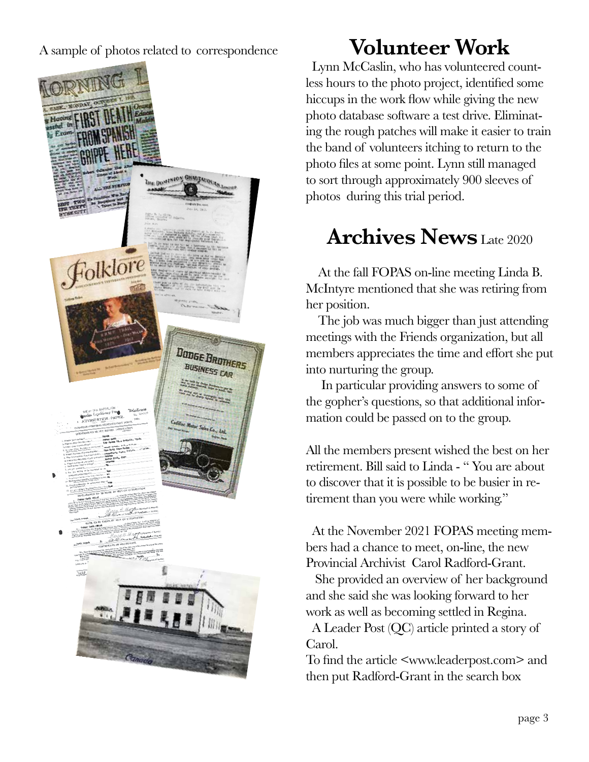A sample of photos related to correspondence

# Volunteer Work

Lynn McCaslin, who has volunteered countless hours to the photo project, identified some hiccups in the work flow while giving the new photo database software a test drive. Eliminating the rough patches will make it easier to train the band of volunteers itching to return to the photo files at some point. Lynn still managed to sort through approximately 900 sleeves of photos during this trial period.

# Archives News Late 2020

At the fall FOPAS on-line meeting Linda B. McIntyre mentioned that she was retiring from her position.

The job was much bigger than just attending meetings with the Friends organization, but all members appreciates the time and effort she put into nurturing the group.

In particular providing answers to some of the gopher's questions, so that additional information could be passed on to the group.

All the members present wished the best on her retirement. Bill said to Linda - " You are about to discover that it is possible to be busier in retirement than you were while working."

At the November 2021 FOPAS meeting members had a chance to meet, on-line, the new Provincial Archivist Carol Radford-Grant.

She provided an overview of her background and she said she was looking forward to her work as well as becoming settled in Regina.

A Leader Post (QC) article printed a story of Carol.

To find the article <www.leaderpost.com> and then put Radford-Grant in the search box